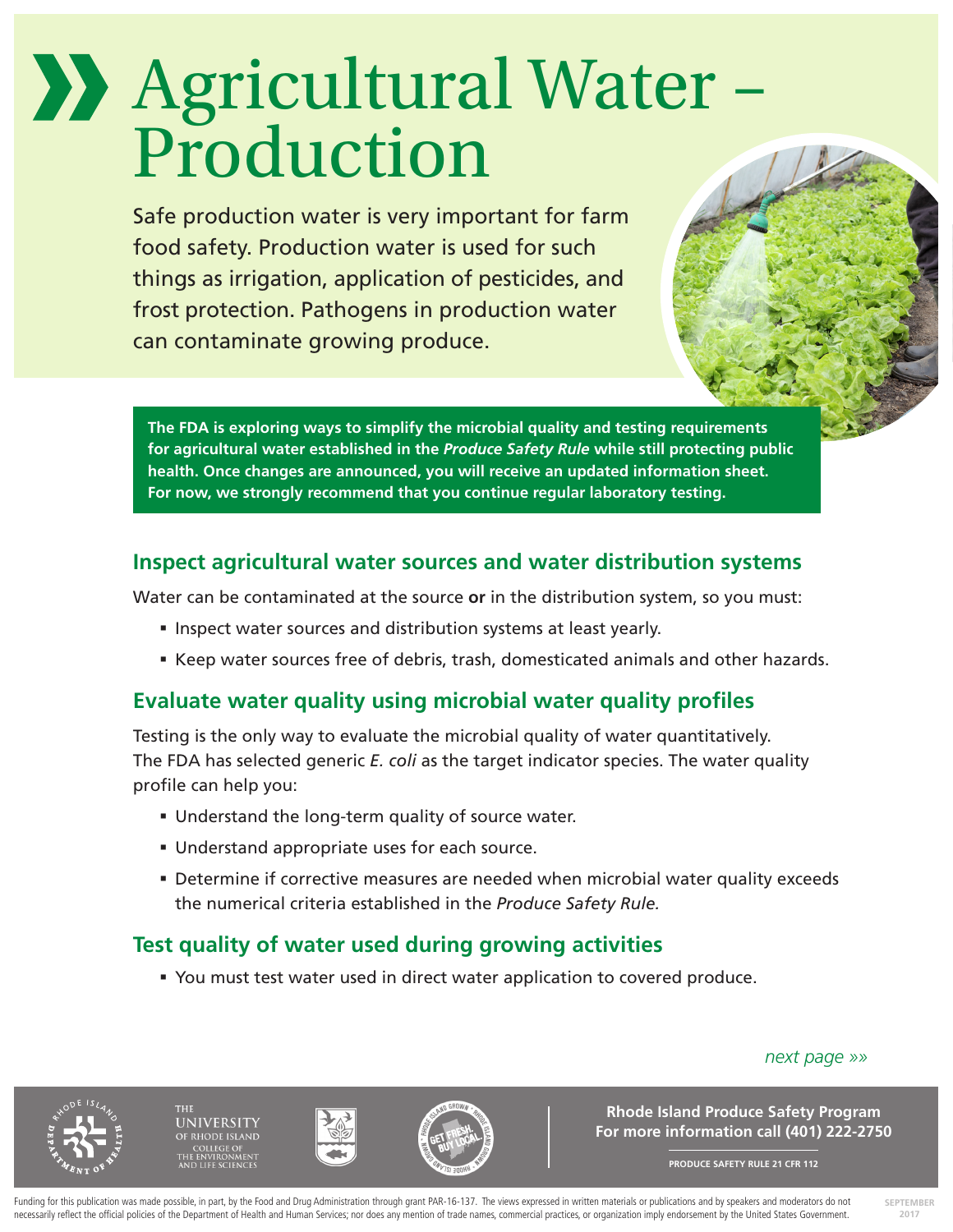# Agricultural Water – Production

Safe production water is very important for farm food safety. Production water is used for such things as irrigation, application of pesticides, and frost protection. Pathogens in production water can contaminate growing produce.

**The FDA is exploring ways to simplify the microbial quality and testing requirements for agricultural water established in the *Produce Safety Rule* while still protecting public health. Once changes are announced, you will receive an updated information sheet. For now, we strongly recommend that you continue regular laboratory testing.**

## Inspect agricultural water sources and water distribution systems

Water can be contaminated at the source **or** in the distribution system, so you must:

- Inspect water sources and distribution systems at least yearly.
- Keep water sources free of debris, trash, domesticated animals and other hazards.

## Evaluate water quality using microbial water quality profiles

Testing is the only way to evaluate the microbial quality of water quantitatively. The FDA has selected generic *E. coli* as the target indicator species. The water quality profile can help you:

- Understand the long-term quality of source water.
- Understand appropriate uses for each source.
- Determine if corrective measures are needed when microbial water quality exceeds the numerical criteria established in the *Produce Safety Rule.*

## Test quality of water used during growing activities

- You must test water used in direct water application to covered produce.

*next page »»*

**Rhode Island Produce Safety Program**
**For more information call (401) 222-2750**

PRODUCE SAFETY RULE 21 CFR 112

Funding for this publication was made possible, in part, by the Food and Drug Administration through grant PAR-16-137. The views expressed in written materials or publications and by speakers and moderators do not necessarily reflect the official policies of the Department of Health and Human Services; nor does any mention of trade names, commercial practices, or organization imply endorsement by the United States Government.

SEPTEMBER 2017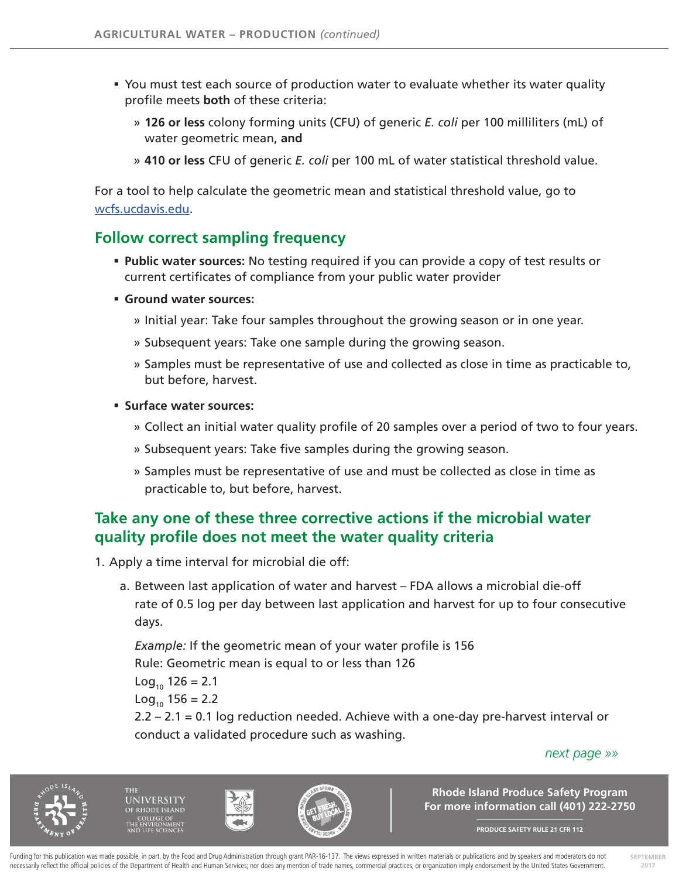- You must test each source of production water to evaluate whether its water quality profile meets **both** of these criteria:
  - **126 or less** colony forming units (CFU) of generic *E. coli* per 100 milliliters (mL) of water geometric mean, **and**
  - **410 or less** CFU of generic *E. coli* per 100 mL of water statistical threshold value.

For a tool to help calculate the geometric mean and statistical threshold value, go to wcfs.ucdavis.edu.

## Follow correct sampling frequency

- **Public water sources:** No testing required if you can provide a copy of test results or current certificates of compliance from your public water provider
- **Ground water sources:**
  - Initial year: Take four samples throughout the growing season or in one year.
  - Subsequent years: Take one sample during the growing season.
  - Samples must be representative of use and collected as close in time as practicable to, but before, harvest.
- **Surface water sources:**
  - Collect an initial water quality profile of 20 samples over a period of two to four years.
  - Subsequent years: Take five samples during the growing season.
  - Samples must be representative of use and must be collected as close in time as practicable to, but before, harvest.

## Take any one of these three corrective actions if the microbial water quality profile does not meet the water quality criteria

1. Apply a time interval for microbial die off:

   a. Between last application of water and harvest – FDA allows a microbial die-off rate of 0.5 log per day between last application and harvest for up to four consecutive days.

   *Example:* If the geometric mean of your water profile is 156
   Rule: Geometric mean is equal to or less than 126
   $\text{Log}_{10}\ 126 = 2.1$
   $\text{Log}_{10}\ 156 = 2.2$
   $2.2 – 2.1 = 0.1$ log reduction needed. Achieve with a one-day pre-harvest interval or conduct a validated procedure such as washing.

*next page »»*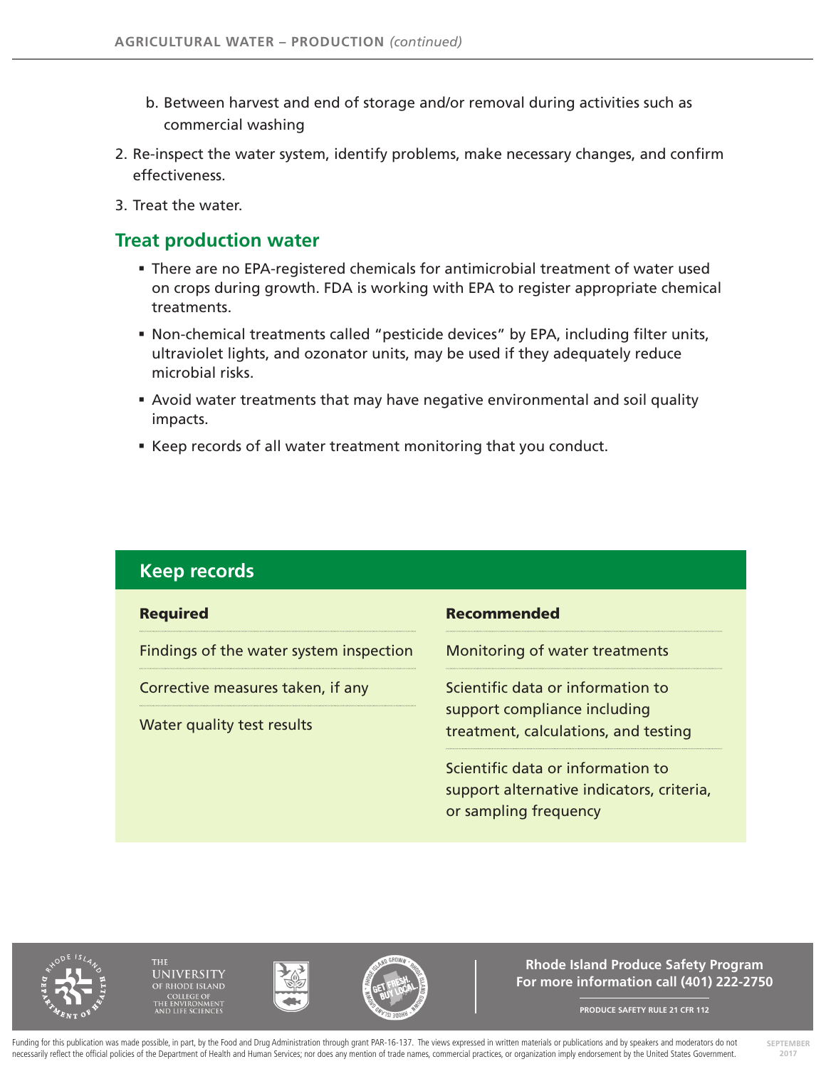b. Between harvest and end of storage and/or removal during activities such as commercial washing

2. Re-inspect the water system, identify problems, make necessary changes, and confirm effectiveness.

3. Treat the water.

## Treat production water

- There are no EPA-registered chemicals for antimicrobial treatment of water used on crops during growth. FDA is working with EPA to register appropriate chemical treatments.
- Non-chemical treatments called "pesticide devices" by EPA, including filter units, ultraviolet lights, and ozonator units, may be used if they adequately reduce microbial risks.
- Avoid water treatments that may have negative environmental and soil quality impacts.
- Keep records of all water treatment monitoring that you conduct.

## Keep records

| Required | Recommended |
| --- | --- |
| Findings of the water system inspection | Monitoring of water treatments |
| Corrective measures taken, if any | Scientific data or information to support compliance including treatment, calculations, and testing |
| Water quality test results | Scientific data or information to support alternative indicators, criteria, or sampling frequency |

**Rhode Island Produce Safety Program**
**For more information call (401) 222-2750**

PRODUCE SAFETY RULE 21 CFR 112

Funding for this publication was made possible, in part, by the Food and Drug Administration through grant PAR-16-137. The views expressed in written materials or publications and by speakers and moderators do not necessarily reflect the official policies of the Department of Health and Human Services; nor does any mention of trade names, commercial practices, or organization imply endorsement by the United States Government.

SEPTEMBER 2017